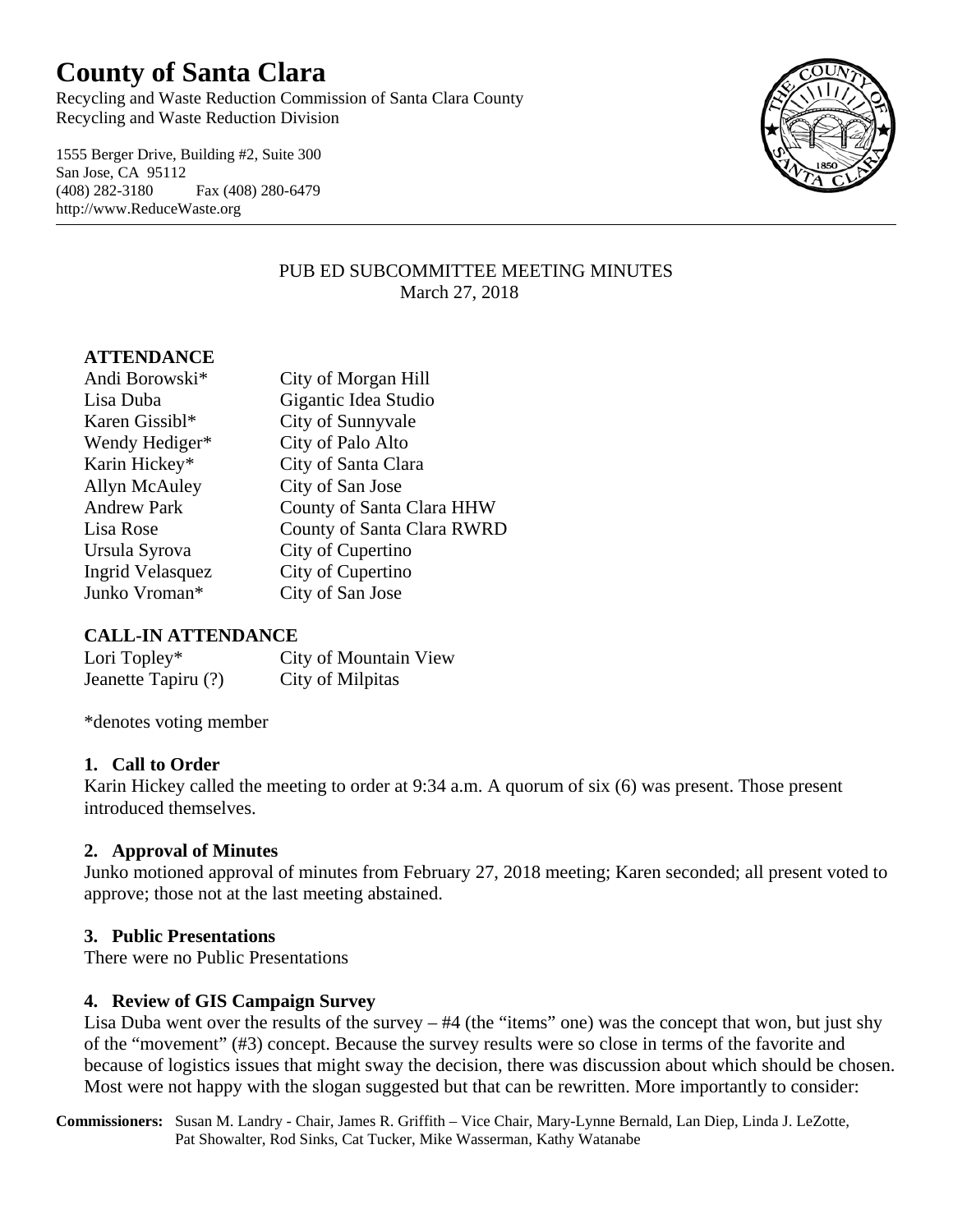# County of Santa Clara

Recycling and Waste Reduction Commission of Santa Clara County
Recycling and Waste Reduction Division

1555 Berger Drive, Building #2, Suite 300
San Jose, CA 95112
(408) 282-3180 Fax (408) 280-6479
http://www.ReduceWaste.org

PUB ED SUBCOMMITTEE MEETING MINUTES
March 27, 2018

**ATTENDANCE**

| | |
|---|---|
| Andi Borowski* | City of Morgan Hill |
| Lisa Duba | Gigantic Idea Studio |
| Karen Gissibl* | City of Sunnyvale |
| Wendy Hediger* | City of Palo Alto |
| Karin Hickey* | City of Santa Clara |
| Allyn McAuley | City of San Jose |
| Andrew Park | County of Santa Clara HHW |
| Lisa Rose | County of Santa Clara RWRD |
| Ursula Syrova | City of Cupertino |
| Ingrid Velasquez | City of Cupertino |
| Junko Vroman* | City of San Jose |

**CALL-IN ATTENDANCE**

| | |
|---|---|
| Lori Topley* | City of Mountain View |
| Jeanette Tapiru (?) | City of Milpitas |

*denotes voting member

**1. Call to Order**

Karin Hickey called the meeting to order at 9:34 a.m. A quorum of six (6) was present. Those present introduced themselves.

**2. Approval of Minutes**

Junko motioned approval of minutes from February 27, 2018 meeting; Karen seconded; all present voted to approve; those not at the last meeting abstained.

**3. Public Presentations**

There were no Public Presentations

**4. Review of GIS Campaign Survey**

Lisa Duba went over the results of the survey – #4 (the "items" one) was the concept that won, but just shy of the "movement" (#3) concept. Because the survey results were so close in terms of the favorite and because of logistics issues that might sway the decision, there was discussion about which should be chosen. Most were not happy with the slogan suggested but that can be rewritten. More importantly to consider:

**Commissioners:** Susan M. Landry - Chair, James R. Griffith – Vice Chair, Mary-Lynne Bernald, Lan Diep, Linda J. LeZotte, Pat Showalter, Rod Sinks, Cat Tucker, Mike Wasserman, Kathy Watanabe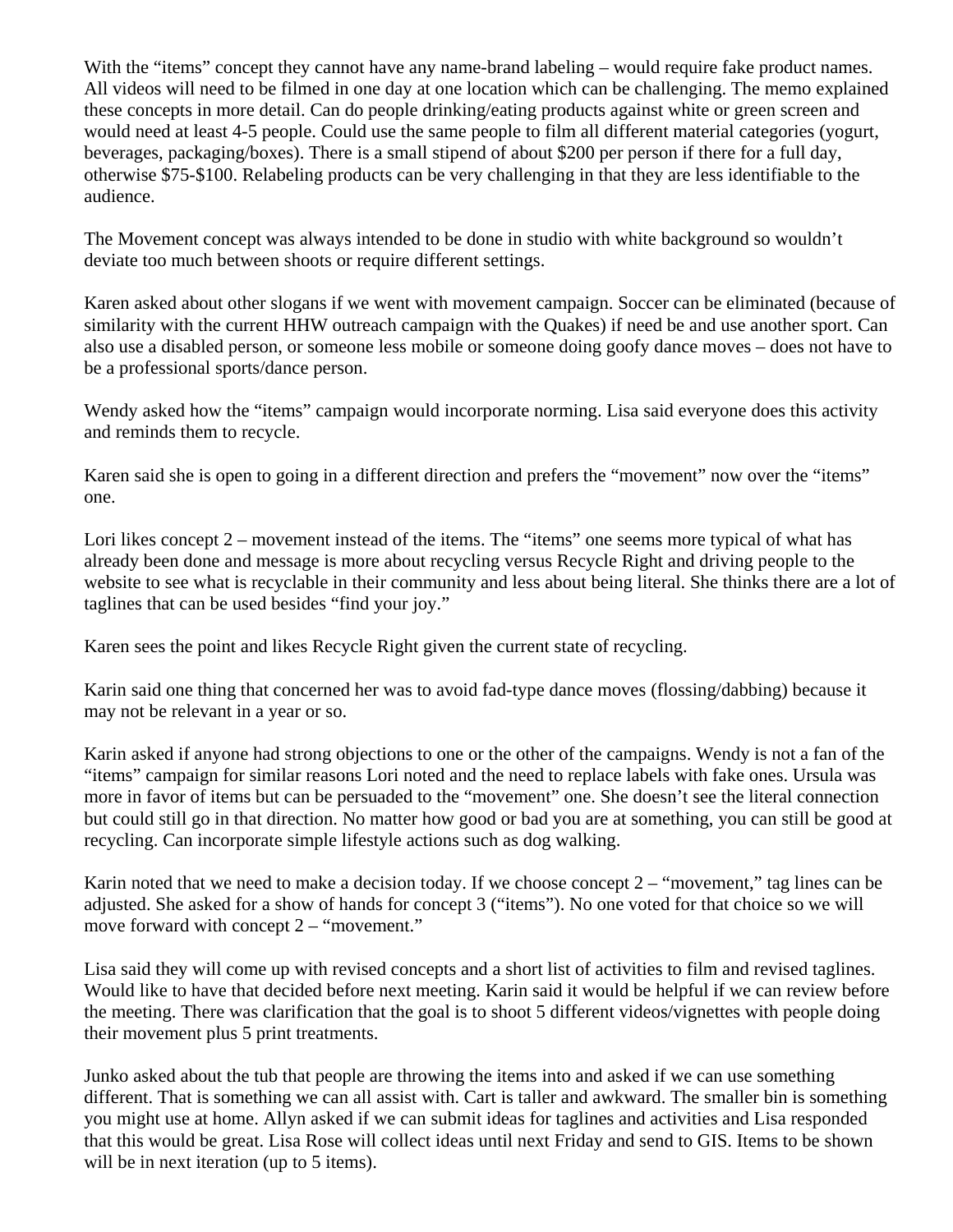With the "items" concept they cannot have any name-brand labeling – would require fake product names. All videos will need to be filmed in one day at one location which can be challenging. The memo explained these concepts in more detail. Can do people drinking/eating products against white or green screen and would need at least 4-5 people. Could use the same people to film all different material categories (yogurt, beverages, packaging/boxes). There is a small stipend of about $200 per person if there for a full day, otherwise $75-$100. Relabeling products can be very challenging in that they are less identifiable to the audience.

The Movement concept was always intended to be done in studio with white background so wouldn't deviate too much between shoots or require different settings.

Karen asked about other slogans if we went with movement campaign. Soccer can be eliminated (because of similarity with the current HHW outreach campaign with the Quakes) if need be and use another sport. Can also use a disabled person, or someone less mobile or someone doing goofy dance moves – does not have to be a professional sports/dance person.

Wendy asked how the "items" campaign would incorporate norming. Lisa said everyone does this activity and reminds them to recycle.

Karen said she is open to going in a different direction and prefers the "movement" now over the "items" one.

Lori likes concept 2 – movement instead of the items. The "items" one seems more typical of what has already been done and message is more about recycling versus Recycle Right and driving people to the website to see what is recyclable in their community and less about being literal. She thinks there are a lot of taglines that can be used besides "find your joy."

Karen sees the point and likes Recycle Right given the current state of recycling.

Karin said one thing that concerned her was to avoid fad-type dance moves (flossing/dabbing) because it may not be relevant in a year or so.

Karin asked if anyone had strong objections to one or the other of the campaigns. Wendy is not a fan of the "items" campaign for similar reasons Lori noted and the need to replace labels with fake ones. Ursula was more in favor of items but can be persuaded to the "movement" one. She doesn't see the literal connection but could still go in that direction. No matter how good or bad you are at something, you can still be good at recycling. Can incorporate simple lifestyle actions such as dog walking.

Karin noted that we need to make a decision today. If we choose concept 2 – "movement," tag lines can be adjusted. She asked for a show of hands for concept 3 ("items"). No one voted for that choice so we will move forward with concept 2 – "movement."

Lisa said they will come up with revised concepts and a short list of activities to film and revised taglines. Would like to have that decided before next meeting. Karin said it would be helpful if we can review before the meeting. There was clarification that the goal is to shoot 5 different videos/vignettes with people doing their movement plus 5 print treatments.

Junko asked about the tub that people are throwing the items into and asked if we can use something different. That is something we can all assist with. Cart is taller and awkward. The smaller bin is something you might use at home. Allyn asked if we can submit ideas for taglines and activities and Lisa responded that this would be great. Lisa Rose will collect ideas until next Friday and send to GIS. Items to be shown will be in next iteration (up to 5 items).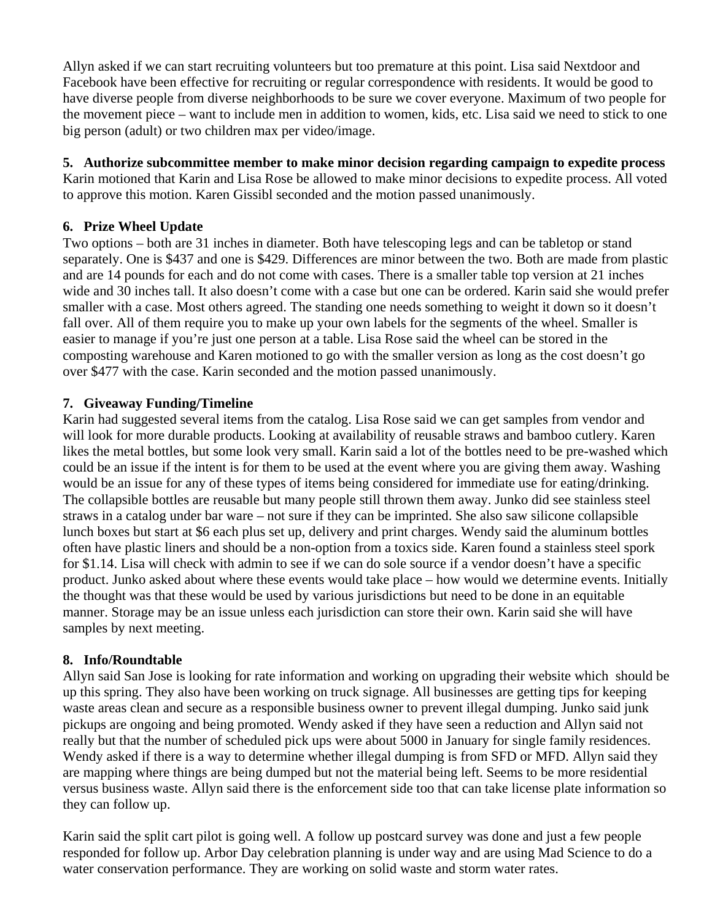Allyn asked if we can start recruiting volunteers but too premature at this point. Lisa said Nextdoor and Facebook have been effective for recruiting or regular correspondence with residents. It would be good to have diverse people from diverse neighborhoods to be sure we cover everyone. Maximum of two people for the movement piece – want to include men in addition to women, kids, etc. Lisa said we need to stick to one big person (adult) or two children max per video/image.

**5. Authorize subcommittee member to make minor decision regarding campaign to expedite process**
Karin motioned that Karin and Lisa Rose be allowed to make minor decisions to expedite process. All voted to approve this motion. Karen Gissibl seconded and the motion passed unanimously.

**6. Prize Wheel Update**
Two options – both are 31 inches in diameter. Both have telescoping legs and can be tabletop or stand separately. One is $437 and one is $429. Differences are minor between the two. Both are made from plastic and are 14 pounds for each and do not come with cases. There is a smaller table top version at 21 inches wide and 30 inches tall. It also doesn't come with a case but one can be ordered. Karin said she would prefer smaller with a case. Most others agreed. The standing one needs something to weight it down so it doesn't fall over. All of them require you to make up your own labels for the segments of the wheel. Smaller is easier to manage if you're just one person at a table. Lisa Rose said the wheel can be stored in the composting warehouse and Karen motioned to go with the smaller version as long as the cost doesn't go over $477 with the case. Karin seconded and the motion passed unanimously.

**7. Giveaway Funding/Timeline**
Karin had suggested several items from the catalog. Lisa Rose said we can get samples from vendor and will look for more durable products. Looking at availability of reusable straws and bamboo cutlery. Karen likes the metal bottles, but some look very small. Karin said a lot of the bottles need to be pre-washed which could be an issue if the intent is for them to be used at the event where you are giving them away. Washing would be an issue for any of these types of items being considered for immediate use for eating/drinking. The collapsible bottles are reusable but many people still thrown them away. Junko did see stainless steel straws in a catalog under bar ware – not sure if they can be imprinted. She also saw silicone collapsible lunch boxes but start at $6 each plus set up, delivery and print charges. Wendy said the aluminum bottles often have plastic liners and should be a non-option from a toxics side. Karen found a stainless steel spork for $1.14. Lisa will check with admin to see if we can do sole source if a vendor doesn't have a specific product. Junko asked about where these events would take place – how would we determine events. Initially the thought was that these would be used by various jurisdictions but need to be done in an equitable manner. Storage may be an issue unless each jurisdiction can store their own. Karin said she will have samples by next meeting.

**8. Info/Roundtable**
Allyn said San Jose is looking for rate information and working on upgrading their website which should be up this spring. They also have been working on truck signage. All businesses are getting tips for keeping waste areas clean and secure as a responsible business owner to prevent illegal dumping. Junko said junk pickups are ongoing and being promoted. Wendy asked if they have seen a reduction and Allyn said not really but that the number of scheduled pick ups were about 5000 in January for single family residences. Wendy asked if there is a way to determine whether illegal dumping is from SFD or MFD. Allyn said they are mapping where things are being dumped but not the material being left. Seems to be more residential versus business waste. Allyn said there is the enforcement side too that can take license plate information so they can follow up.

Karin said the split cart pilot is going well. A follow up postcard survey was done and just a few people responded for follow up. Arbor Day celebration planning is under way and are using Mad Science to do a water conservation performance. They are working on solid waste and storm water rates.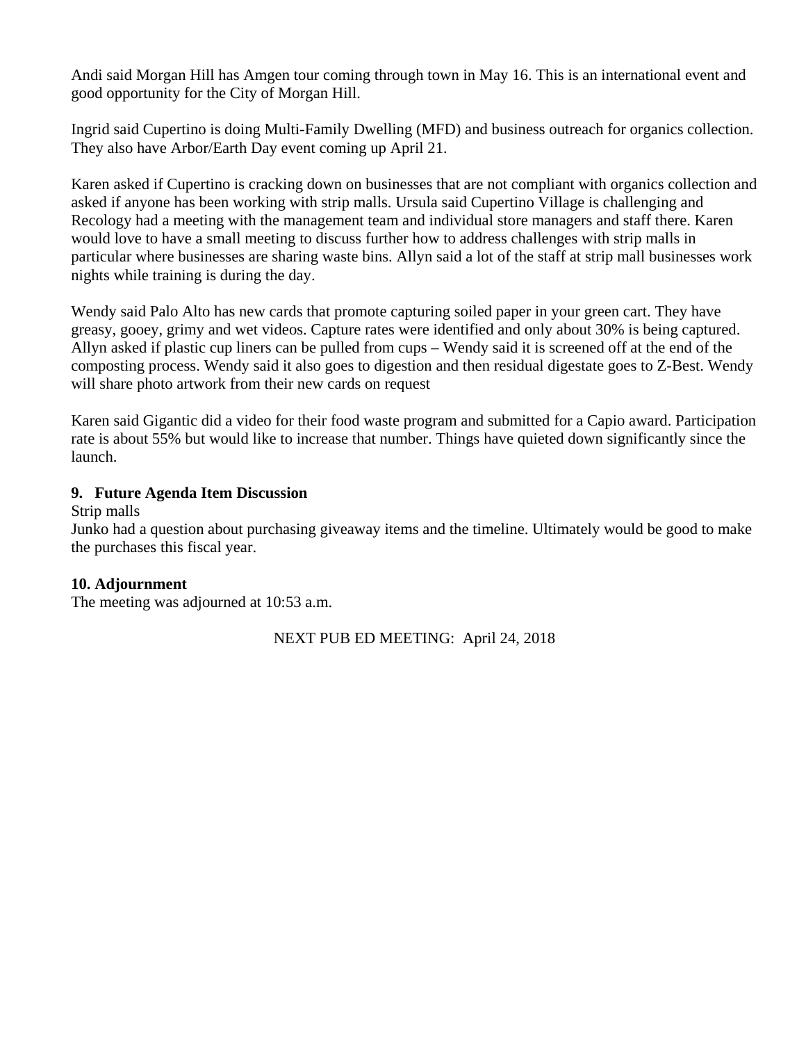Andi said Morgan Hill has Amgen tour coming through town in May 16. This is an international event and good opportunity for the City of Morgan Hill.

Ingrid said Cupertino is doing Multi-Family Dwelling (MFD) and business outreach for organics collection. They also have Arbor/Earth Day event coming up April 21.

Karen asked if Cupertino is cracking down on businesses that are not compliant with organics collection and asked if anyone has been working with strip malls. Ursula said Cupertino Village is challenging and Recology had a meeting with the management team and individual store managers and staff there. Karen would love to have a small meeting to discuss further how to address challenges with strip malls in particular where businesses are sharing waste bins. Allyn said a lot of the staff at strip mall businesses work nights while training is during the day.

Wendy said Palo Alto has new cards that promote capturing soiled paper in your green cart. They have greasy, gooey, grimy and wet videos. Capture rates were identified and only about 30% is being captured. Allyn asked if plastic cup liners can be pulled from cups – Wendy said it is screened off at the end of the composting process. Wendy said it also goes to digestion and then residual digestate goes to Z-Best. Wendy will share photo artwork from their new cards on request

Karen said Gigantic did a video for their food waste program and submitted for a Capio award. Participation rate is about 55% but would like to increase that number. Things have quieted down significantly since the launch.

**9. Future Agenda Item Discussion**

Strip malls

Junko had a question about purchasing giveaway items and the timeline. Ultimately would be good to make the purchases this fiscal year.

**10. Adjournment**

The meeting was adjourned at 10:53 a.m.

NEXT PUB ED MEETING: April 24, 2018